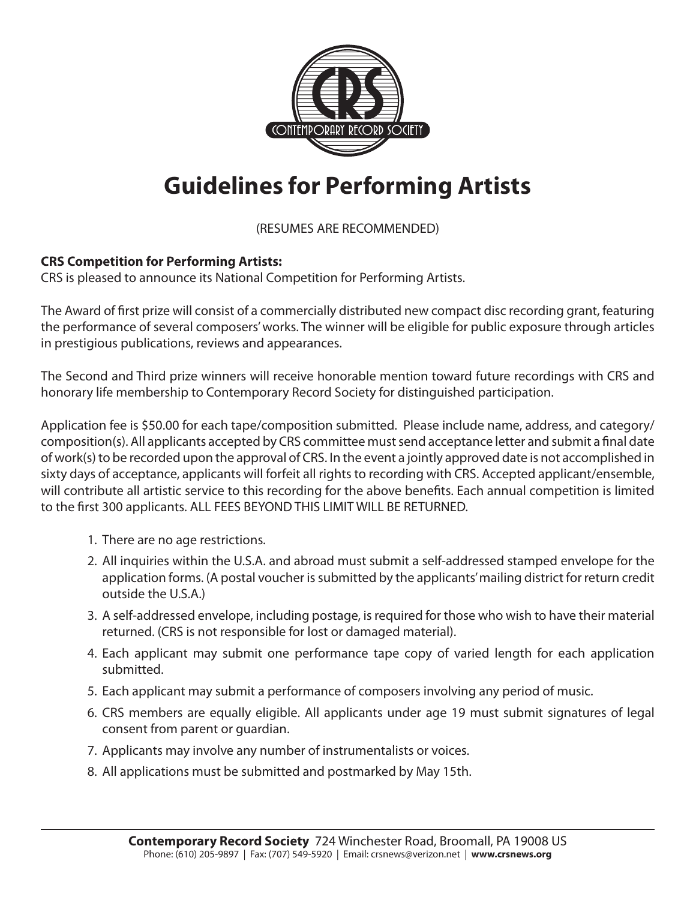# Guidelines for Performing Artists

(RESUMES ARE RECOMMENDED)

**CRS Competition for Performing Artists:**
CRS is pleased to announce its National Competition for Performing Artists.

The Award of first prize will consist of a commercially distributed new compact disc recording grant, featuring the performance of several composers' works. The winner will be eligible for public exposure through articles in prestigious publications, reviews and appearances.

The Second and Third prize winners will receive honorable mention toward future recordings with CRS and honorary life membership to Contemporary Record Society for distinguished participation.

Application fee is $50.00 for each tape/composition submitted. Please include name, address, and category/composition(s). All applicants accepted by CRS committee must send acceptance letter and submit a final date of work(s) to be recorded upon the approval of CRS. In the event a jointly approved date is not accomplished in sixty days of acceptance, applicants will forfeit all rights to recording with CRS. Accepted applicant/ensemble, will contribute all artistic service to this recording for the above benefits. Each annual competition is limited to the first 300 applicants. ALL FEES BEYOND THIS LIMIT WILL BE RETURNED.

1. There are no age restrictions.
2. All inquiries within the U.S.A. and abroad must submit a self-addressed stamped envelope for the application forms. (A postal voucher is submitted by the applicants' mailing district for return credit outside the U.S.A.)
3. A self-addressed envelope, including postage, is required for those who wish to have their material returned. (CRS is not responsible for lost or damaged material).
4. Each applicant may submit one performance tape copy of varied length for each application submitted.
5. Each applicant may submit a performance of composers involving any period of music.
6. CRS members are equally eligible. All applicants under age 19 must submit signatures of legal consent from parent or guardian.
7. Applicants may involve any number of instrumentalists or voices.
8. All applications must be submitted and postmarked by May 15th.

**Contemporary Record Society** 724 Winchester Road, Broomall, PA 19008 US
Phone: (610) 205-9897 | Fax: (707) 549-5920 | Email: crsnews@verizon.net | **www.crsnews.org**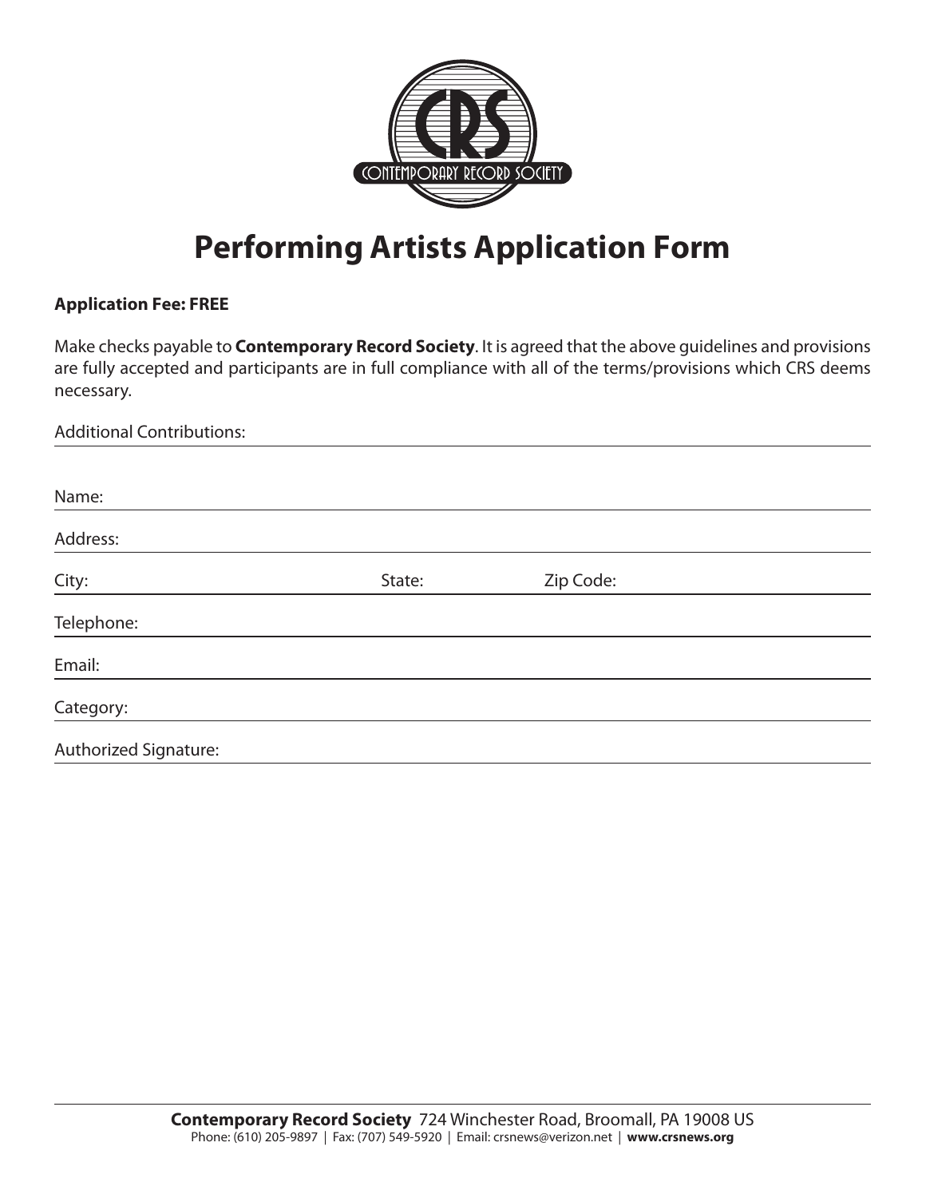# Performing Artists Application Form

**Application Fee: FREE**

Make checks payable to **Contemporary Record Society**. It is agreed that the above guidelines and provisions are fully accepted and participants are in full compliance with all of the terms/provisions which CRS deems necessary.

Additional Contributions: ____________________

Name: ____________________

Address: ____________________

City: ____________________ State: __________ Zip Code: ____________________

Telephone: ____________________

Email: ____________________

Category: ____________________

Authorized Signature: ____________________

**Contemporary Record Society** 724 Winchester Road, Broomall, PA 19008 US
Phone: (610) 205-9897 | Fax: (707) 549-5920 | Email: crsnews@verizon.net | **www.crsnews.org**